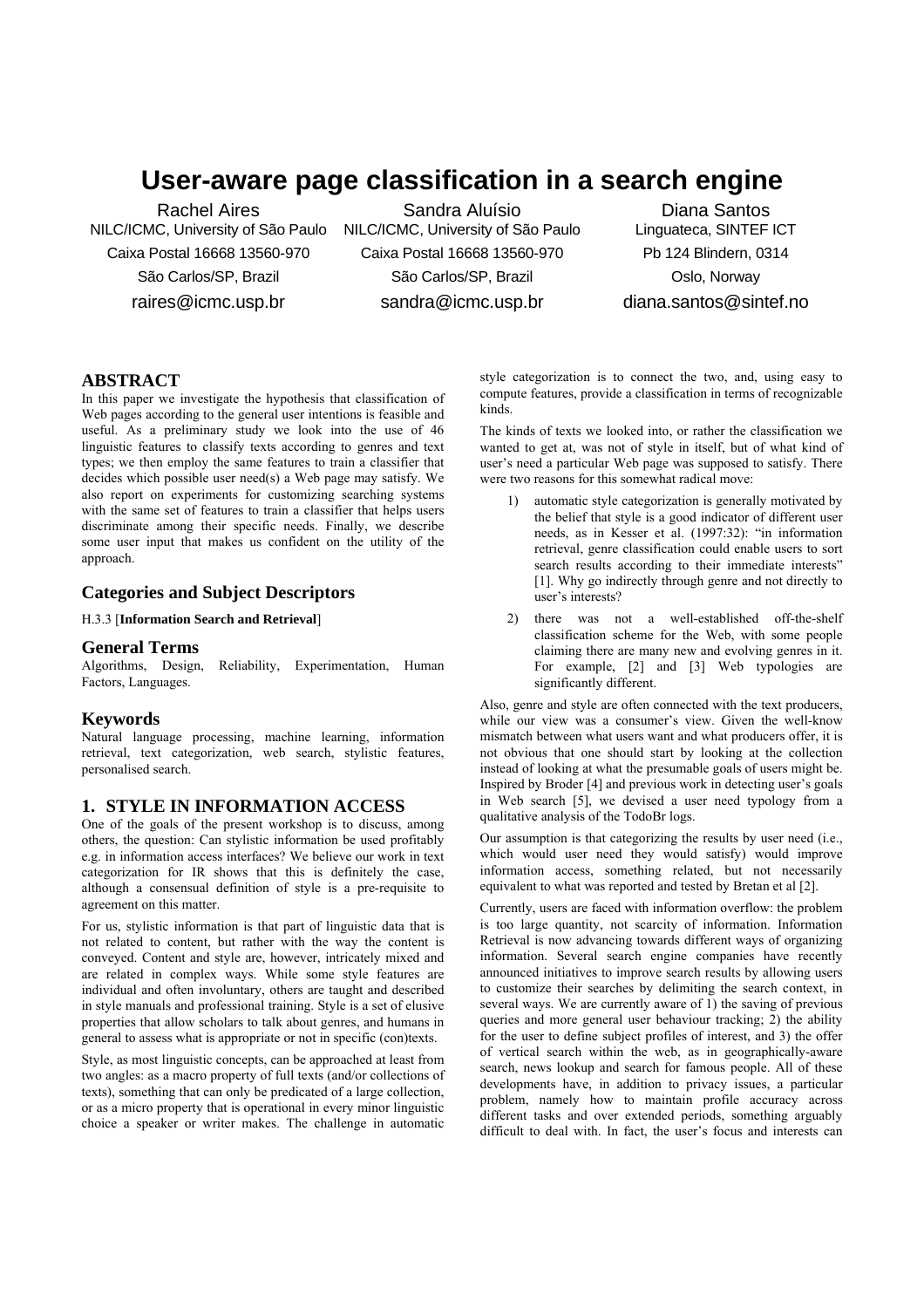# User-aware page classification in a search engine

Rachel Aires
NILC/ICMC, University of São Paulo
Caixa Postal 16668 13560-970
São Carlos/SP, Brazil
raires@icmc.usp.br

Sandra Aluísio
NILC/ICMC, University of São Paulo
Caixa Postal 16668 13560-970
São Carlos/SP, Brazil
sandra@icmc.usp.br

Diana Santos
Linguateca, SINTEF ICT
Pb 124 Blindern, 0314
Oslo, Norway
diana.santos@sintef.no

## ABSTRACT

In this paper we investigate the hypothesis that classification of Web pages according to the general user intentions is feasible and useful. As a preliminary study we look into the use of 46 linguistic features to classify texts according to genres and text types; we then employ the same features to train a classifier that decides which possible user need(s) a Web page may satisfy. We also report on experiments for customizing searching systems with the same set of features to train a classifier that helps users discriminate among their specific needs. Finally, we describe some user input that makes us confident on the utility of the approach.

## Categories and Subject Descriptors

H.3.3 [**Information Search and Retrieval**]

## General Terms

Algorithms, Design, Reliability, Experimentation, Human Factors, Languages.

## Keywords

Natural language processing, machine learning, information retrieval, text categorization, web search, stylistic features, personalised search.

## 1. STYLE IN INFORMATION ACCESS

One of the goals of the present workshop is to discuss, among others, the question: Can stylistic information be used profitably e.g. in information access interfaces? We believe our work in text categorization for IR shows that this is definitely the case, although a consensual definition of style is a pre-requisite to agreement on this matter.

For us, stylistic information is that part of linguistic data that is not related to content, but rather with the way the content is conveyed. Content and style are, however, intricately mixed and are related in complex ways. While some style features are individual and often involuntary, others are taught and described in style manuals and professional training. Style is a set of elusive properties that allow scholars to talk about genres, and humans in general to assess what is appropriate or not in specific (con)texts.

Style, as most linguistic concepts, can be approached at least from two angles: as a macro property of full texts (and/or collections of texts), something that can only be predicated of a large collection, or as a micro property that is operational in every minor linguistic choice a speaker or writer makes. The challenge in automatic style categorization is to connect the two, and, using easy to compute features, provide a classification in terms of recognizable kinds.

The kinds of texts we looked into, or rather the classification we wanted to get at, was not of style in itself, but of what kind of user's need a particular Web page was supposed to satisfy. There were two reasons for this somewhat radical move:

1) automatic style categorization is generally motivated by the belief that style is a good indicator of different user needs, as in Kesser et al. (1997:32): "in information retrieval, genre classification could enable users to sort search results according to their immediate interests" [1]. Why go indirectly through genre and not directly to user's interests?

2) there was not a well-established off-the-shelf classification scheme for the Web, with some people claiming there are many new and evolving genres in it. For example, [2] and [3] Web typologies are significantly different.

Also, genre and style are often connected with the text producers, while our view was a consumer's view. Given the well-know mismatch between what users want and what producers offer, it is not obvious that one should start by looking at the collection instead of looking at what the presumable goals of users might be. Inspired by Broder [4] and previous work in detecting user's goals in Web search [5], we devised a user need typology from a qualitative analysis of the TodoBr logs.

Our assumption is that categorizing the results by user need (i.e., which would user need they satisfy) would improve information access, something related, but not necessarily equivalent to what was reported and tested by Bretan et al [2].

Currently, users are faced with information overflow: the problem is too large quantity, not scarcity of information. Information Retrieval is now advancing towards different ways of organizing information. Several search engine companies have recently announced initiatives to improve search results by allowing users to customize their searches by delimiting the search context, in several ways. We are currently aware of 1) the saving of previous queries and more general user behaviour tracking; 2) the ability for the user to define subject profiles of interest, and 3) the offer of vertical search within the web, as in geographically-aware search, news lookup and search for famous people. All of these developments have, in addition to privacy issues, a particular problem, namely how to maintain profile accuracy across different tasks and over extended periods, something arguably difficult to deal with. In fact, the user's focus and interests can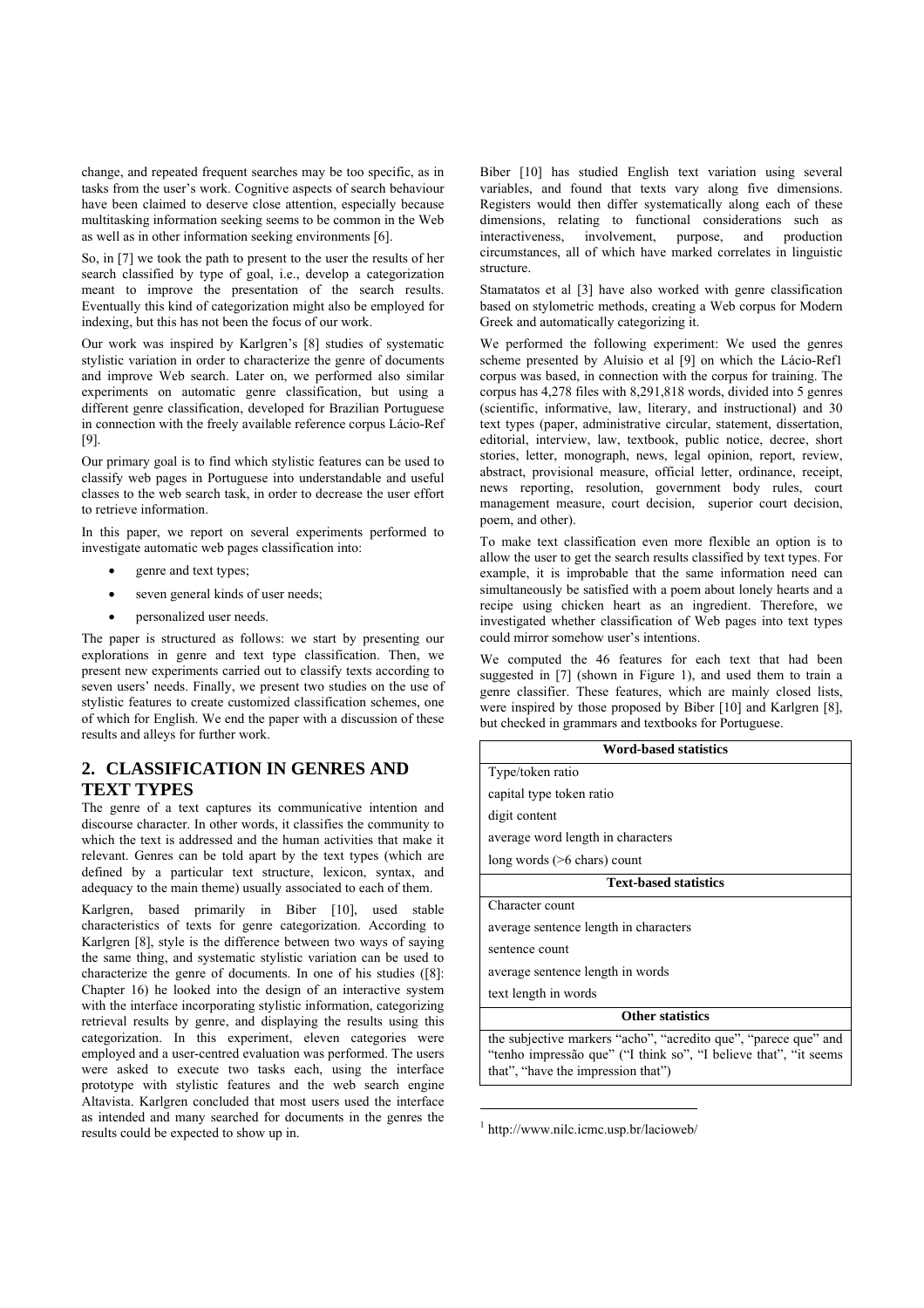change, and repeated frequent searches may be too specific, as in tasks from the user's work. Cognitive aspects of search behaviour have been claimed to deserve close attention, especially because multitasking information seeking seems to be common in the Web as well as in other information seeking environments [6].

So, in [7] we took the path to present to the user the results of her search classified by type of goal, i.e., develop a categorization meant to improve the presentation of the search results. Eventually this kind of categorization might also be employed for indexing, but this has not been the focus of our work.

Our work was inspired by Karlgren's [8] studies of systematic stylistic variation in order to characterize the genre of documents and improve Web search. Later on, we performed also similar experiments on automatic genre classification, but using a different genre classification, developed for Brazilian Portuguese in connection with the freely available reference corpus Lácio-Ref [9].

Our primary goal is to find which stylistic features can be used to classify web pages in Portuguese into understandable and useful classes to the web search task, in order to decrease the user effort to retrieve information.

In this paper, we report on several experiments performed to investigate automatic web pages classification into:

- genre and text types;
- seven general kinds of user needs;
- personalized user needs.

The paper is structured as follows: we start by presenting our explorations in genre and text type classification. Then, we present new experiments carried out to classify texts according to users' needs. Finally, we present two studies on the use of stylistic features to create customized classification schemes, one of which for English. We end the paper with a discussion of these results and alleys for further work.

## 2. CLASSIFICATION IN GENRES AND TEXT TYPES

The genre of a text captures its communicative intention and discourse character. In other words, it classifies the community to which the text is addressed and the human activities that make it relevant. Genres can be told apart by the text types (which are defined by a particular text structure, lexicon, syntax, and adequacy to the main theme) usually associated to each of them.

Karlgren, based primarily in Biber [10], used stable characteristics of texts for genre categorization. According to Karlgren [8], style is the difference between two ways of saying the same thing, and systematic stylistic variation can be used to characterize the genre of documents. In one of his studies ([8]: Chapter 16) he looked into the design of an interactive system with the interface incorporating stylistic information, categorizing retrieval results by genre, and displaying the results using this categorization. In this experiment, eleven categories were employed and a user-centred evaluation was performed. The users were asked to execute two tasks each, using the interface prototype with stylistic features and the web search engine Altavista. Karlgren concluded that most users used the interface as intended and many searched for documents in the genres the results could be expected to show up in.

Biber [10] has studied English text variation using several variables, and found that texts vary along five dimensions. Registers would then differ systematically along each of these dimensions, relating to functional considerations such as interactiveness, involvement, purpose, and production circumstances, all of which have marked correlates in linguistic structure.

Stamatatos et al [3] have also worked with genre classification based on stylometric methods, creating a Web corpus for Modern Greek and automatically categorizing it.

We performed the following experiment: We used the genres scheme presented by Aluísio et al [9] on which the Lácio-Ref[1] corpus was based, in connection with the corpus for training. The corpus has 4,278 files with 8,291,818 words, divided into 5 genres (scientific, informative, law, literary, and instructional) and 30 text types (paper, administrative circular, statement, dissertation, editorial, interview, law, textbook, public notice, decree, short stories, letter, monograph, news, legal opinion, report, review, abstract, provisional measure, official letter, ordinance, receipt, news reporting, resolution, government body rules, court management measure, court decision, superior court decision, poem, and other).

To make text classification even more flexible an option is to allow the user to get the search results classified by text types. For example, it is improbable that the same information need can simultaneously be satisfied with a poem about lonely hearts and a recipe using chicken heart as an ingredient. Therefore, we investigated whether classification of Web pages into text types could mirror somehow user's intentions.

We computed the 46 features for each text that had been suggested in [7] (shown in Figure 1), and used them to train a genre classifier. These features, which are mainly closed lists, were inspired by those proposed by Biber [10] and Karlgren [8], but checked in grammars and textbooks for Portuguese.

| Word-based statistics |
|---|
| Type/token ratio |
| capital type token ratio |
| digit content |
| average word length in characters |
| long words (>6 chars) count |
| **Text-based statistics** |
| Character count |
| average sentence length in characters |
| sentence count |
| average sentence length in words |
| text length in words |
| **Other statistics** |
| the subjective markers "acho", "acredito que", "parece que" and "tenho impressão que" ("I think so", "I believe that", "it seems that", "have the impression that") |

[1] http://www.nilc.icmc.usp.br/lacioweb/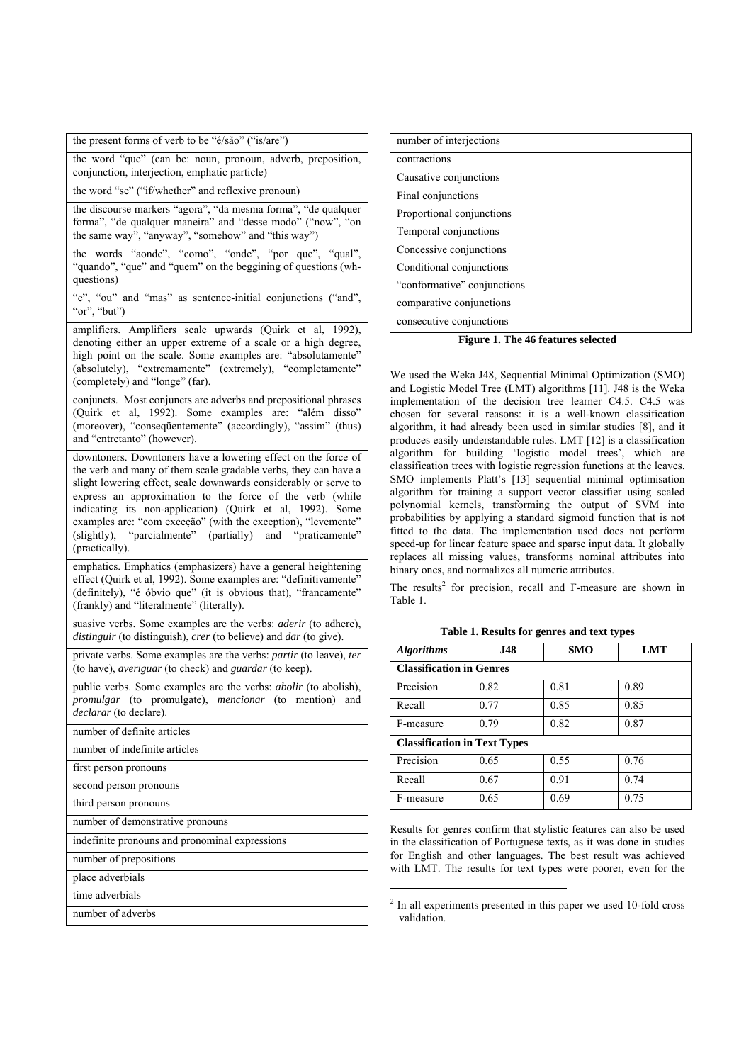| |
|---|
| the present forms of verb to be "é/são" ("is/are") |
| the word "que" (can be: noun, pronoun, adverb, preposition, conjunction, interjection, emphatic particle) |
| the word "se" ("if/whether" and reflexive pronoun) |
| the discourse markers "agora", "da mesma forma", "de qualquer forma", "de qualquer maneira" and "desse modo" ("now", "on the same way", "anyway", "somehow" and "this way") |
| the words "aonde", "como", "onde", "por que", "qual", "quando", "que" and "quem" on the beggining of questions (wh-questions) |
| "e", "ou" and "mas" as sentence-initial conjunctions ("and", "or", "but") |
| amplifiers. Amplifiers scale upwards (Quirk et al, 1992), denoting either an upper extreme of a scale or a high degree, high point on the scale. Some examples are: "absolutamente" (absolutely), "extremamente" (extremely), "completamente" (completely) and "longe" (far). |
| conjuncts. Most conjuncts are adverbs and prepositional phrases (Quirk et al, 1992). Some examples are: "além disso" (moreover), "conseqüentemente" (accordingly), "assim" (thus) and "entretanto" (however). |
| downtoners. Downtoners have a lowering effect on the force of the verb and many of them scale gradable verbs, they can have a slight lowering effect, scale downwards considerably or serve to express an approximation to the force of the verb (while indicating its non-application) (Quirk et al, 1992). Some examples are: "com exceção" (with the exception), "levemente" (slightly), "parcialmente" (partially) and "praticamente" (practically). |
| emphatics. Emphatics (emphasizers) have a general heightening effect (Quirk et al, 1992). Some examples are: "definitivamente" (definitely), "é óbvio que" (it is obvious that), "francamente" (frankly) and "literalmente" (literally). |
| suasive verbs. Some examples are the verbs: *aderir* (to adhere), *distinguir* (to distinguish), *crer* (to believe) and *dar* (to give). |
| private verbs. Some examples are the verbs: *partir* (to leave), *ter* (to have), *averiguar* (to check) and *guardar* (to keep). |
| public verbs. Some examples are the verbs: *abolir* (to abolish), *promulgar* (to promulgate), *mencionar* (to mention) and *declarar* (to declare). |
| number of definite articles<br>number of indefinite articles |
| first person pronouns<br>second person pronouns<br>third person pronouns |
| number of demonstrative pronouns |
| indefinite pronouns and pronominal expressions |
| number of prepositions |
| place adverbials<br>time adverbials |
| number of adverbs |
| number of interjections |
| contractions |
| Causative conjunctions<br>Final conjunctions<br>Proportional conjunctions<br>Temporal conjunctions<br>Concessive conjunctions<br>Conditional conjunctions<br>"conformative" conjunctions<br>comparative conjunctions<br>consecutive conjunctions |

**Figure 1. The 46 features selected**

We used the Weka J48, Sequential Minimal Optimization (SMO) and Logistic Model Tree (LMT) algorithms [11]. J48 is the Weka implementation of the decision tree learner C4.5. C4.5 was chosen for several reasons: it is a well-known classification algorithm, it had already been used in similar studies [8], and it produces easily understandable rules. LMT [12] is a classification algorithm for building 'logistic model trees', which are classification trees with logistic regression functions at the leaves. SMO implements Platt's [13] sequential minimal optimisation algorithm for training a support vector classifier using scaled polynomial kernels, transforming the output of SVM into probabilities by applying a standard sigmoid function that is not fitted to the data. The implementation used does not perform speed-up for linear feature space and sparse input data. It globally replaces all missing values, transforms nominal attributes into binary ones, and normalizes all numeric attributes.

The results[2] for precision, recall and F-measure are shown in Table 1.

**Table 1. Results for genres and text types**

| *Algorithms* | **J48** | **SMO** | **LMT** |
|---|---|---|---|
| **Classification in Genres** | | | |
| Precision | 0.82 | 0.81 | 0.89 |
| Recall | 0.77 | 0.85 | 0.85 |
| F-measure | 0.79 | 0.82 | 0.87 |
| **Classification in Text Types** | | | |
| Precision | 0.65 | 0.55 | 0.76 |
| Recall | 0.67 | 0.91 | 0.74 |
| F-measure | 0.65 | 0.69 | 0.75 |

Results for genres confirm that stylistic features can also be used in the classification of Portuguese texts, as it was done in studies for English and other languages. The best result was achieved with LMT. The results for text types were poorer, even for the

[2] In all experiments presented in this paper we used 10-fold cross validation.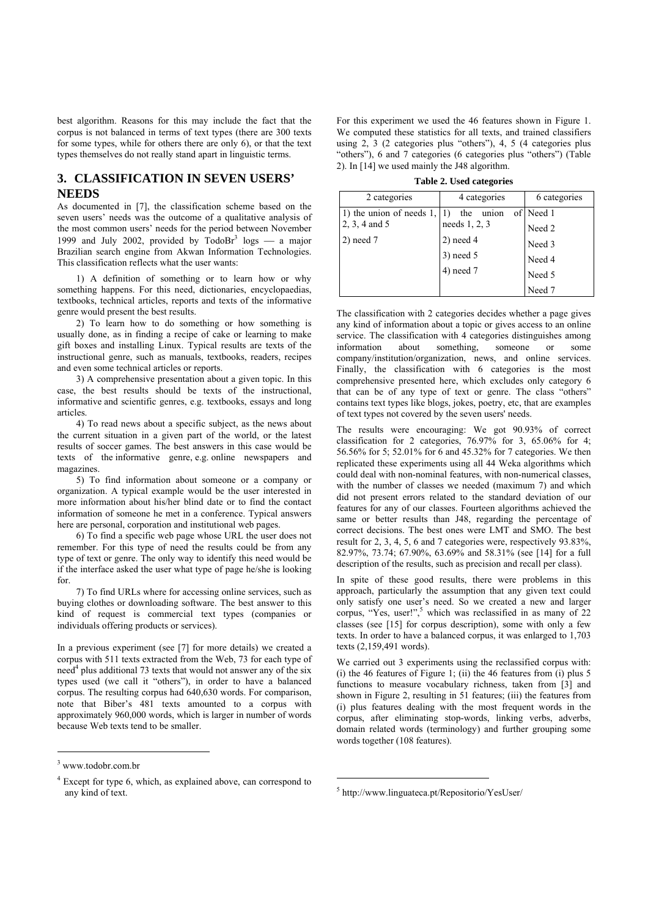best algorithm. Reasons for this may include the fact that the corpus is not balanced in terms of text types (there are 300 texts for some types, while for others there are only 6), or that the text types themselves do not really stand apart in linguistic terms.

## 3. CLASSIFICATION IN SEVEN USERS' NEEDS

As documented in [7], the classification scheme based on the seven users' needs was the outcome of a qualitative analysis of the most common users' needs for the period between November 1999 and July 2002, provided by TodoBr[3] logs — a major Brazilian search engine from Akwan Information Technologies. This classification reflects what the user wants:

1) A definition of something or to learn how or why something happens. For this need, dictionaries, encyclopaedias, textbooks, technical articles, reports and texts of the informative genre would present the best results.

2) To learn how to do something or how something is usually done, as in finding a recipe of cake or learning to make gift boxes and installing Linux. Typical results are texts of the instructional genre, such as manuals, textbooks, readers, recipes and even some technical articles or reports.

3) A comprehensive presentation about a given topic. In this case, the best results should be texts of the instructional, informative and scientific genres, e.g. textbooks, essays and long articles.

4) To read news about a specific subject, as the news about the current situation in a given part of the world, or the latest results of soccer games. The best answers in this case would be texts of the informative genre, e.g. online newspapers and magazines.

5) To find information about someone or a company or organization. A typical example would be the user interested in more information about his/her blind date or to find the contact information of someone he met in a conference. Typical answers here are personal, corporation and institutional web pages.

6) To find a specific web page whose URL the user does not remember. For this type of need the results could be from any type of text or genre. The only way to identify this need would be if the interface asked the user what type of page he/she is looking for.

7) To find URLs where for accessing online services, such as buying clothes or downloading software. The best answer to this kind of request is commercial text types (companies or individuals offering products or services).

In a previous experiment (see [7] for more details) we created a corpus with 511 texts extracted from the Web, 73 for each type of need[4] plus additional 73 texts that would not answer any of the six types used (we call it "others"), in order to have a balanced corpus. The resulting corpus had 640,630 words. For comparison, note that Biber's 481 texts amounted to a corpus with approximately 960,000 words, which is larger in number of words because Web texts tend to be smaller.

For this experiment we used the 46 features shown in Figure 1. We computed these statistics for all texts, and trained classifiers using 2, 3 (2 categories plus "others"), 4, 5 (4 categories plus "others"), 6 and 7 categories (6 categories plus "others") (Table 2). In [14] we used mainly the J48 algorithm.

**Table 2. Used categories**

| 2 categories | 4 categories | 6 categories |
|---|---|---|
| 1) the union of needs 1, 2, 3, 4 and 5 | 1) the union of needs 1, 2, 3 | Need 1 |
| | | Need 2 |
| 2) need 7 | 2) need 4 | Need 3 |
| | 3) need 5 | Need 4 |
| | 4) need 7 | Need 5 |
| | | Need 7 |

The classification with 2 categories decides whether a page gives any kind of information about a topic or gives access to an online service. The classification with 4 categories distinguishes among information about something, someone or some company/institution/organization, news, and online services. Finally, the classification with 6 categories is the most comprehensive presented here, which excludes only category 6 that can be of any type of text or genre. The class "others" contains text types like blogs, jokes, poetry, etc, that are examples of text types not covered by the seven users' needs.

The results were encouraging: We got 90.93% of correct classification for 2 categories, 76.97% for 3, 65.06% for 4; 56.56% for 5; 52.01% for 6 and 45.32% for 7 categories. We then replicated these experiments using all 44 Weka algorithms which could deal with non-nominal features, with non-numerical classes, with the number of classes we needed (maximum 7) and which did not present errors related to the standard deviation of our features for any of our classes. Fourteen algorithms achieved the same or better results than J48, regarding the percentage of correct decisions. The best ones were LMT and SMO. The best result for 2, 3, 4, 5, 6 and 7 categories were, respectively 93.83%, 82.97%, 73.74; 67.90%, 63.69% and 58.31% (see [14] for a full description of the results, such as precision and recall per class).

In spite of these good results, there were problems in this approach, particularly the assumption that any given text could only satisfy one user's need. So we created a new and larger corpus, "Yes, user!",[5] which was reclassified in as many of 22 classes (see [15] for corpus description), some with only a few texts. In order to have a balanced corpus, it was enlarged to 1,703 texts (2,159,491 words).

We carried out 3 experiments using the reclassified corpus with: (i) the 46 features of Figure 1; (ii) the 46 features from (i) plus 5 functions to measure vocabulary richness, taken from [3] and shown in Figure 2, resulting in 51 features; (iii) the features from (i) plus features dealing with the most frequent words in the corpus, after eliminating stop-words, linking verbs, adverbs, domain related words (terminology) and further grouping some words together (108 features).

---

[3] www.todobr.com.br

[4] Except for type 6, which, as explained above, can correspond to any kind of text.

[5] http://www.linguateca.pt/Repositorio/YesUser/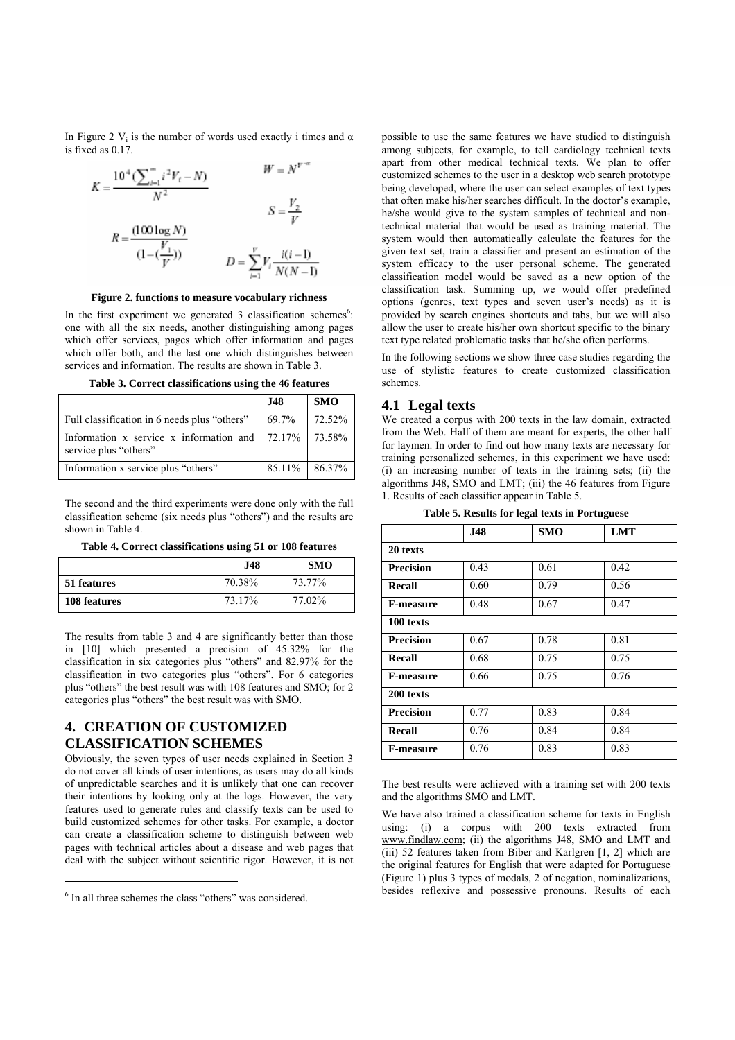In Figure 2 $V_i$ is the number of words used exactly i times and α is fixed as 0.17.

$$K = \frac{10^4 (\sum_{i=1}^{\infty} i^2 V_i - N)}{N^2}$$

$$W = N^{V^{-\alpha}}$$

$$S = \frac{V_2}{V}$$

$$R = \frac{(100 \log N)}{(1-(\frac{V_1}{V}))}$$

$$D = \sum_{i=1}^{V} V_i \frac{i(i-1)}{N(N-1)}$$

**Figure 2. functions to measure vocabulary richness**

In the first experiment we generated 3 classification schemes[6]: one with all the six needs, another distinguishing among pages which offer services, pages which offer information and pages which offer both, and the last one which distinguishes between services and information. The results are shown in Table 3.

**Table 3. Correct classifications using the 46 features**

| | J48 | SMO |
|---|---|---|
| Full classification in 6 needs plus "others" | 69.7% | 72.52% |
| Information x service x information and service plus "others" | 72.17% | 73.58% |
| Information x service plus "others" | 85.11% | 86.37% |

The second and the third experiments were done only with the full classification scheme (six needs plus "others") and the results are shown in Table 4.

**Table 4. Correct classifications using 51 or 108 features**

| | J48 | SMO |
|---|---|---|
| **51 features** | 70.38% | 73.77% |
| **108 features** | 73.17% | 77.02% |

The results from table 3 and 4 are significantly better than those in [10] which presented a precision of 45.32% for the classification in six categories plus "others" and 82.97% for the classification in two categories plus "others". For 6 categories plus "others" the best result was with 108 features and SMO; for 2 categories plus "others" the best result was with SMO.

## 4. CREATION OF CUSTOMIZED CLASSIFICATION SCHEMES

Obviously, the seven types of user needs explained in Section 3 do not cover all kinds of user intentions, as users may do all kinds of unpredictable searches and it is unlikely that one can recover their intentions by looking only at the logs. However, the very features used to generate rules and classify texts can be used to build customized schemes for other tasks. For example, a doctor can create a classification scheme to distinguish between web pages with technical articles about a disease and web pages that deal with the subject without scientific rigor. However, it is not possible to use the same features we have studied to distinguish among subjects, for example, to tell cardiology technical texts apart from other medical technical texts. We plan to offer customized schemes to the user in a desktop web search prototype being developed, where the user can select examples of text types that often make his/her searches difficult. In the doctor's example, he/she would give to the system samples of technical and non-technical material that would be used as training material. The system would then automatically calculate the features for the given text set, train a classifier and present an estimation of the system efficacy to the user personal scheme. The generated classification model would be saved as a new option of the classification task. Summing up, we would offer predefined options (genres, text types and seven user's needs) as it is provided by search engines shortcuts and tabs, but we will also allow the user to create his/her own shortcut specific to the binary text type related problematic tasks that he/she often performs.

In the following sections we show three case studies regarding the use of stylistic features to create customized classification schemes.

### 4.1 Legal texts

We created a corpus with 200 texts in the law domain, extracted from the Web. Half of them are meant for experts, the other half for laymen. In order to find out how many texts are necessary for training personalized schemes, in this experiment we have used: (i) an increasing number of texts in the training sets; (ii) the algorithms J48, SMO and LMT; (iii) the 46 features from Figure 1. Results of each classifier appear in Table 5.

**Table 5. Results for legal texts in Portuguese**

| | J48 | SMO | LMT |
|---|---|---|---|
| **20 texts** | | | |
| **Precision** | 0.43 | 0.61 | 0.42 |
| **Recall** | 0.60 | 0.79 | 0.56 |
| **F-measure** | 0.48 | 0.67 | 0.47 |
| **100 texts** | | | |
| **Precision** | 0.67 | 0.78 | 0.81 |
| **Recall** | 0.68 | 0.75 | 0.75 |
| **F-measure** | 0.66 | 0.75 | 0.76 |
| **200 texts** | | | |
| **Precision** | 0.77 | 0.83 | 0.84 |
| **Recall** | 0.76 | 0.84 | 0.84 |
| **F-measure** | 0.76 | 0.83 | 0.83 |

The best results were achieved with a training set with 200 texts and the algorithms SMO and LMT.

We have also trained a classification scheme for texts in English using: (i) a corpus with 200 texts extracted from www.findlaw.com; (ii) the algorithms J48, SMO and LMT and (iii) 52 features taken from Biber and Karlgren [1, 2] which are the original features for English that were adapted for Portuguese (Figure 1) plus 3 types of modals, 2 of negation, nominalizations, besides reflexive and possessive pronouns. Results of each

[6] In all three schemes the class "others" was considered.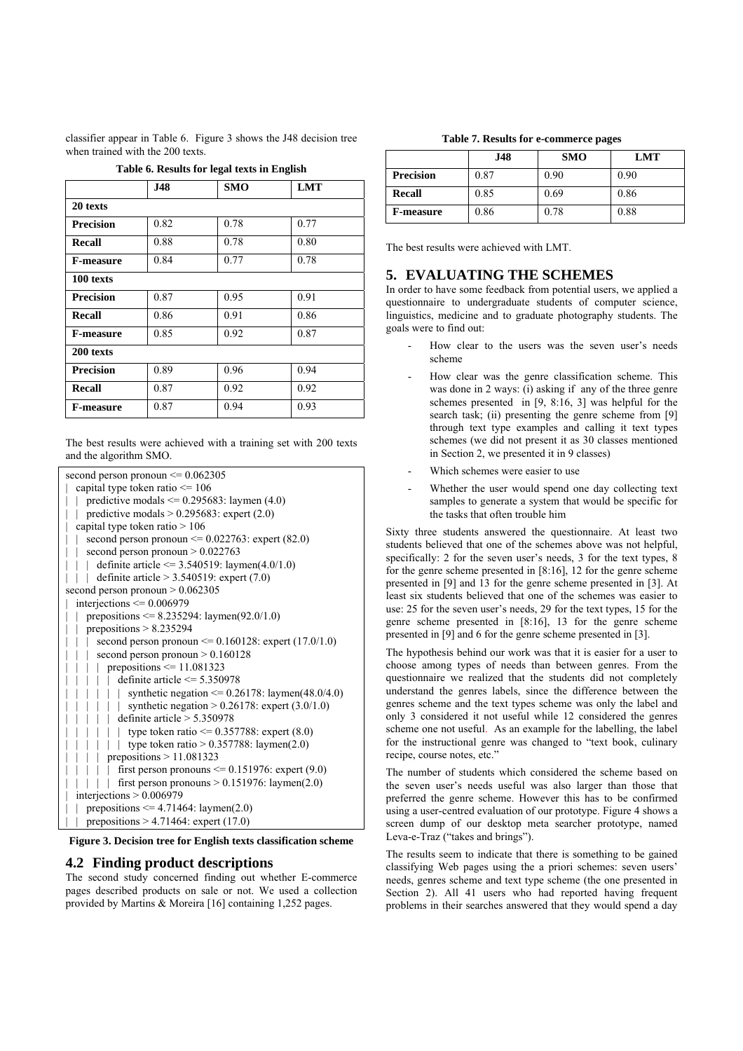classifier appear in Table 6. Figure 3 shows the J48 decision tree when trained with the 200 texts.

**Table 6. Results for legal texts in English**

| | J48 | SMO | LMT |
|---|---|---|---|
| **20 texts** | | | |
| **Precision** | 0.82 | 0.78 | 0.77 |
| **Recall** | 0.88 | 0.78 | 0.80 |
| **F-measure** | 0.84 | 0.77 | 0.78 |
| **100 texts** | | | |
| **Precision** | 0.87 | 0.95 | 0.91 |
| **Recall** | 0.86 | 0.91 | 0.86 |
| **F-measure** | 0.85 | 0.92 | 0.87 |
| **200 texts** | | | |
| **Precision** | 0.89 | 0.96 | 0.94 |
| **Recall** | 0.87 | 0.92 | 0.92 |
| **F-measure** | 0.87 | 0.94 | 0.93 |

The best results were achieved with a training set with 200 texts and the algorithm SMO.

```
second person pronoun <= 0.062305
|   capital type token ratio <= 106
|   |   predictive modals <= 0.295683: laymen (4.0)
|   |   predictive modals > 0.295683: expert (2.0)
|   capital type token ratio > 106
|   |   second person pronoun <= 0.022763: expert (82.0)
|   |   second person pronoun > 0.022763
|   |   |   definite article <= 3.540519: laymen(4.0/1.0)
|   |   |   definite article > 3.540519: expert (7.0)
second person pronoun > 0.062305
|   interjections <= 0.006979
|   |   prepositions <= 8.235294: laymen(92.0/1.0)
|   |   prepositions > 8.235294
|   |   |   second person pronoun <= 0.160128: expert (17.0/1.0)
|   |   |   second person pronoun > 0.160128
|   |   |   |   prepositions <= 11.081323
|   |   |   |   |   definite article <= 5.350978
|   |   |   |   |   |   synthetic negation <= 0.26178: laymen(48.0/4.0)
|   |   |   |   |   |   synthetic negation > 0.26178: expert (3.0/1.0)
|   |   |   |   |   definite article > 5.350978
|   |   |   |   |   |   type token ratio <= 0.357788: expert (8.0)
|   |   |   |   |   |   type token ratio > 0.357788: laymen(2.0)
|   |   |   |   prepositions > 11.081323
|   |   |   |   |   first person pronouns <= 0.151976: expert (9.0)
|   |   |   |   |   first person pronouns > 0.151976: laymen(2.0)
|   interjections > 0.006979
|   |   prepositions <= 4.71464: laymen(2.0)
|   |   prepositions > 4.71464: expert (17.0)
```

**Figure 3. Decision tree for English texts classification scheme**

## 4.2 Finding product descriptions

The second study concerned finding out whether E-commerce pages described products on sale or not. We used a collection provided by Martins & Moreira [16] containing 1,252 pages.

**Table 7. Results for e-commerce pages**

| | J48 | SMO | LMT |
|---|---|---|---|
| **Precision** | 0.87 | 0.90 | 0.90 |
| **Recall** | 0.85 | 0.69 | 0.86 |
| **F-measure** | 0.86 | 0.78 | 0.88 |

The best results were achieved with LMT.

# 5. EVALUATING THE SCHEMES

In order to have some feedback from potential users, we applied a questionnaire to undergraduate students of computer science, linguistics, medicine and to graduate photography students. The goals were to find out:

- How clear to the users was the seven user's needs scheme
- How clear was the genre classification scheme. This was done in 2 ways: (i) asking if any of the three genre schemes presented in [9, 8:16, 3] was helpful for the search task; (ii) presenting the genre scheme from [9] through text type examples and calling it text types schemes (we did not present it as 30 classes mentioned in Section 2, we presented it in 9 classes)
- Which schemes were easier to use
- Whether the user would spend one day collecting text samples to generate a system that would be specific for the tasks that often trouble him

Sixty three students answered the questionnaire. At least two students believed that one of the schemes above was not helpful, specifically: 2 for the seven user's needs, 3 for the text types, 8 for the genre scheme presented in [8:16], 12 for the genre scheme presented in [9] and 13 for the genre scheme presented in [3]. At least six students believed that one of the schemes was easier to use: 25 for the seven user's needs, 29 for the text types, 15 for the genre scheme presented in [8:16], 13 for the genre scheme presented in [9] and 6 for the genre scheme presented in [3].

The hypothesis behind our work was that it is easier for a user to choose among types of needs than between genres. From the questionnaire we realized that the students did not completely understand the genres labels, since the difference between the genres scheme and the text types scheme was only the label and only 3 considered it not useful while 12 considered the genres scheme one not useful. As an example for the labelling, the label for the instructional genre was changed to "text book, culinary recipe, course notes, etc."

The number of students which considered the scheme based on the seven user's needs useful was also larger than those that preferred the genre scheme. However this has to be confirmed using a user-centred evaluation of our prototype. Figure 4 shows a screen dump of our desktop meta searcher prototype, named Leva-e-Traz ("takes and brings").

The results seem to indicate that there is something to be gained classifying Web pages using the a priori schemes: seven users' needs, genres scheme and text type scheme (the one presented in Section 2). All 41 users who had reported having frequent problems in their searches answered that they would spend a day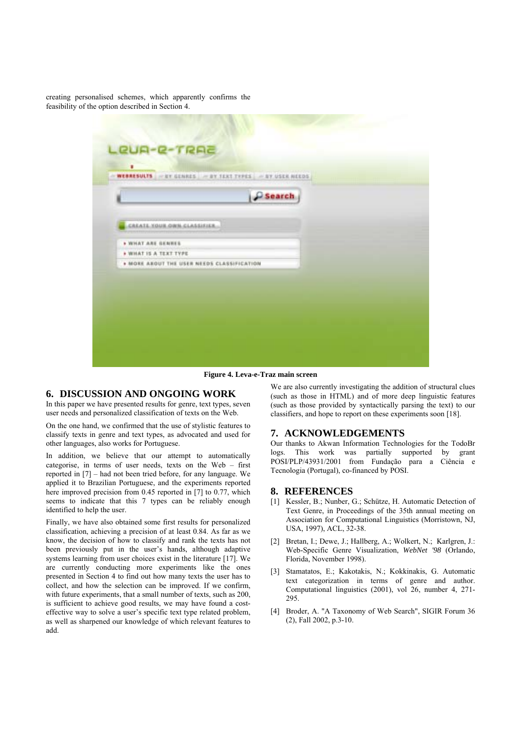creating personalised schemes, which apparently confirms the feasibility of the option described in Section 4.

**Figure 4. Leva-e-Traz main screen**

## 6. DISCUSSION AND ONGOING WORK

In this paper we have presented results for genre, text types, seven user needs and personalized classification of texts on the Web.

On the one hand, we confirmed that the use of stylistic features to classify texts in genre and text types, as advocated and used for other languages, also works for Portuguese.

In addition, we believe that our attempt to automatically categorise, in terms of user needs, texts on the Web – first reported in [7] – had not been tried before, for any language. We applied it to Brazilian Portuguese, and the experiments reported here improved precision from 0.45 reported in [7] to 0.77, which seems to indicate that this 7 types can be reliably enough identified to help the user.

Finally, we have also obtained some first results for personalized classification, achieving a precision of at least 0.84. As far as we know, the decision of how to classify and rank the texts has not been previously put in the user's hands, although adaptive systems learning from user choices exist in the literature [17]. We are currently conducting more experiments like the ones presented in Section 4 to find out how many texts the user has to collect, and how the selection can be improved. If we confirm, with future experiments, that a small number of texts, such as 200, is sufficient to achieve good results, we may have found a cost-effective way to solve a user's specific text type related problem, as well as sharpened our knowledge of which relevant features to add.

We are also currently investigating the addition of structural clues (such as those in HTML) and of more deep linguistic features (such as those provided by syntactically parsing the text) to our classifiers, and hope to report on these experiments soon [18].

## 7. ACKNOWLEDGEMENTS

Our thanks to Akwan Information Technologies for the TodoBr logs. This work was partially supported by grant POSI/PLP/43931/2001 from Fundação para a Ciência e Tecnologia (Portugal), co-financed by POSI.

## 8. REFERENCES

[1] Kessler, B.; Nunber, G.; Schütze, H. Automatic Detection of Text Genre, in Proceedings of the 35th annual meeting on Association for Computational Linguistics (Morristown, NJ, USA, 1997), ACL, 32-38.

[2] Bretan, I.; Dewe, J.; Hallberg, A.; Wolkert, N.; Karlgren, J.: Web-Specific Genre Visualization, *WebNet '98* (Orlando, Florida, November 1998).

[3] Stamatatos, E.; Kakotakis, N.; Kokkinakis, G. Automatic text categorization in terms of genre and author. Computational linguistics (2001), vol 26, number 4, 271-295.

[4] Broder, A. "A Taxonomy of Web Search", SIGIR Forum 36 (2), Fall 2002, p.3-10.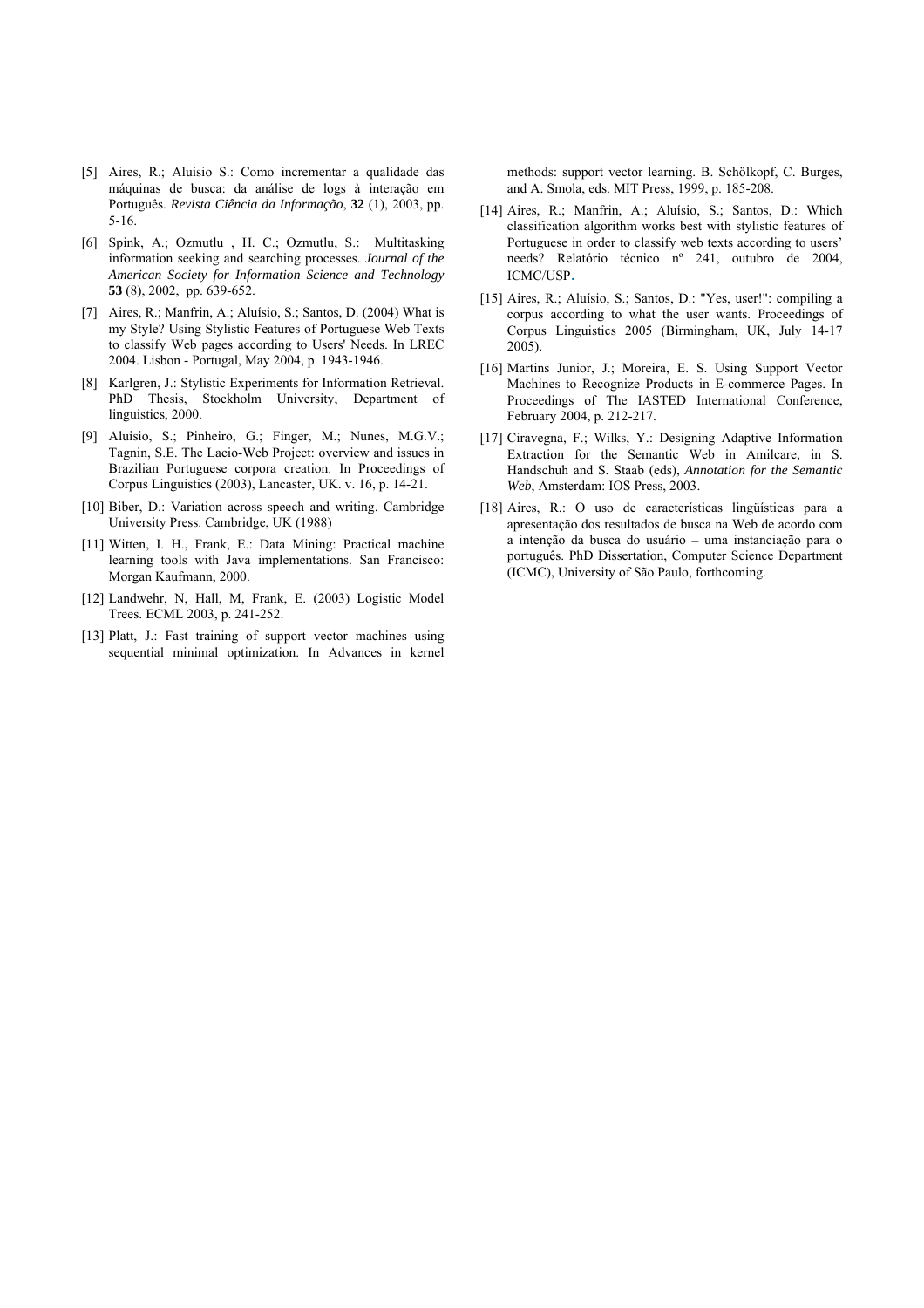[5] Aires, R.; Aluísio S.: Como incrementar a qualidade das máquinas de busca: da análise de logs à interação em Português. *Revista Ciência da Informação*, **32** (1), 2003, pp. 5-16.

[6] Spink, A.; Ozmutlu , H. C.; Ozmutlu, S.: Multitasking information seeking and searching processes. *Journal of the American Society for Information Science and Technology* **53** (8), 2002, pp. 639-652.

[7] Aires, R.; Manfrin, A.; Aluísio, S.; Santos, D. (2004) What is my Style? Using Stylistic Features of Portuguese Web Texts to classify Web pages according to Users' Needs. In LREC 2004. Lisbon - Portugal, May 2004, p. 1943-1946.

[8] Karlgren, J.: Stylistic Experiments for Information Retrieval. PhD Thesis, Stockholm University, Department of linguistics, 2000.

[9] Aluisio, S.; Pinheiro, G.; Finger, M.; Nunes, M.G.V.; Tagnin, S.E. The Lacio-Web Project: overview and issues in Brazilian Portuguese corpora creation. In Proceedings of Corpus Linguistics (2003), Lancaster, UK. v. 16, p. 14-21.

[10] Biber, D.: Variation across speech and writing. Cambridge University Press. Cambridge, UK (1988)

[11] Witten, I. H., Frank, E.: Data Mining: Practical machine learning tools with Java implementations. San Francisco: Morgan Kaufmann, 2000.

[12] Landwehr, N, Hall, M, Frank, E. (2003) Logistic Model Trees. ECML 2003, p. 241-252.

[13] Platt, J.: Fast training of support vector machines using sequential minimal optimization. In Advances in kernel methods: support vector learning. B. Schölkopf, C. Burges, and A. Smola, eds. MIT Press, 1999, p. 185-208.

[14] Aires, R.; Manfrin, A.; Aluísio, S.; Santos, D.: Which classification algorithm works best with stylistic features of Portuguese in order to classify web texts according to users' needs? Relatório técnico nº 241, outubro de 2004, ICMC/USP.

[15] Aires, R.; Aluísio, S.; Santos, D.: "Yes, user!": compiling a corpus according to what the user wants. Proceedings of Corpus Linguistics 2005 (Birmingham, UK, July 14-17 2005).

[16] Martins Junior, J.; Moreira, E. S. Using Support Vector Machines to Recognize Products in E-commerce Pages. In Proceedings of The IASTED International Conference, February 2004, p. 212-217.

[17] Ciravegna, F.; Wilks, Y.: Designing Adaptive Information Extraction for the Semantic Web in Amilcare, in S. Handschuh and S. Staab (eds), *Annotation for the Semantic Web*, Amsterdam: IOS Press, 2003.

[18] Aires, R.: O uso de características lingüísticas para a apresentação dos resultados de busca na Web de acordo com a intenção da busca do usuário – uma instanciação para o português. PhD Dissertation, Computer Science Department (ICMC), University of São Paulo, forthcoming.